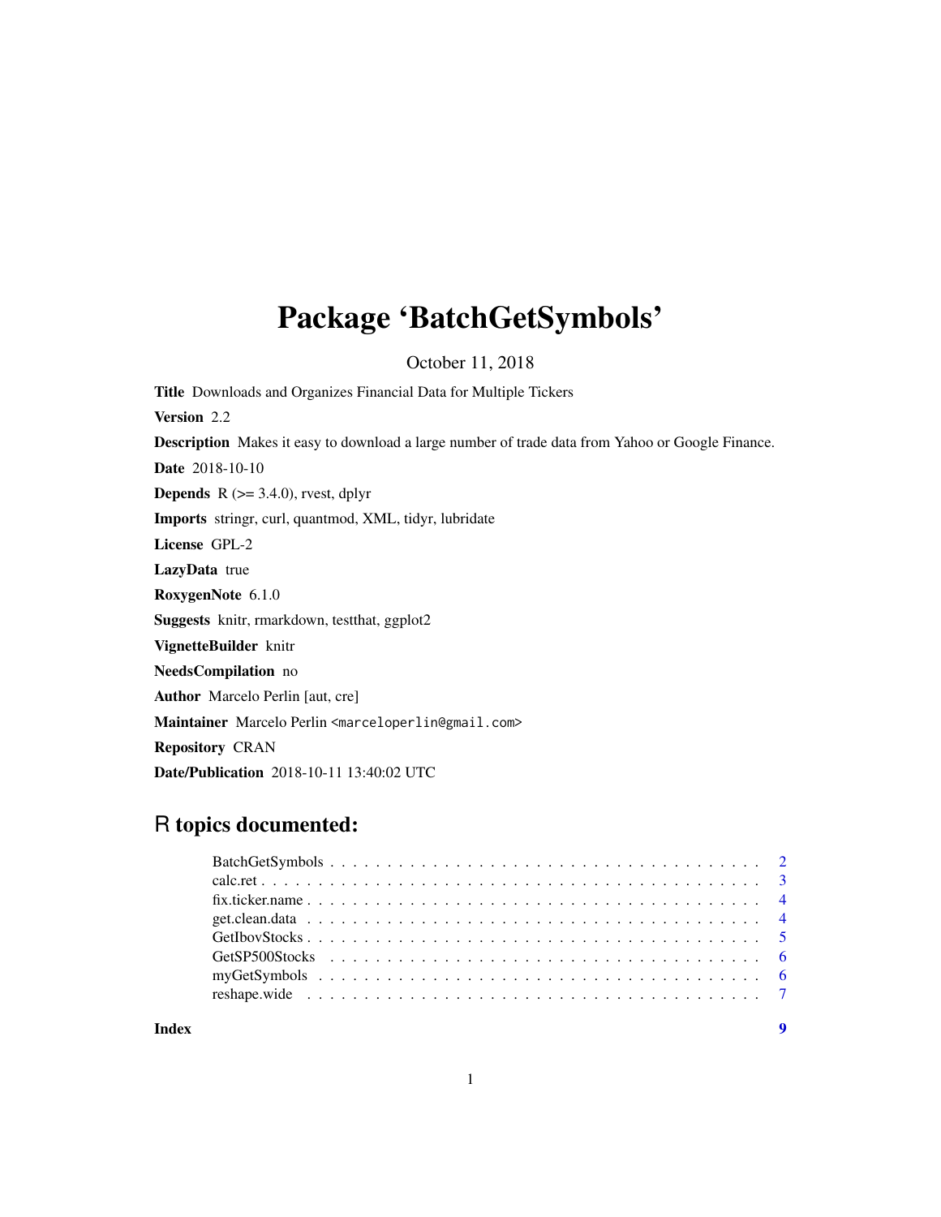# Package 'BatchGetSymbols'

October 11, 2018

**Title** Downloads and Organizes Financial Data for Multiple Tickers

**Version** 2.2

**Description** Makes it easy to download a large number of trade data from Yahoo or Google Finance.

**Date** 2018-10-10

**Depends** R (>= 3.4.0), rvest, dplyr

**Imports** stringr, curl, quantmod, XML, tidyr, lubridate

**License** GPL-2

**LazyData** true

**RoxygenNote** 6.1.0

**Suggests** knitr, rmarkdown, testthat, ggplot2

**VignetteBuilder** knitr

**NeedsCompilation** no

**Author** Marcelo Perlin [aut, cre]

**Maintainer** Marcelo Perlin <marceloperlin@gmail.com>

**Repository** CRAN

**Date/Publication** 2018-10-11 13:40:02 UTC

## R topics documented:

- BatchGetSymbols . . . . . . . . . . . . . . . . . . . . . . . . . . . . . . . . . . . . . . 2
- calc.ret . . . . . . . . . . . . . . . . . . . . . . . . . . . . . . . . . . . . . . . . . . . . 3
- fix.ticker.name . . . . . . . . . . . . . . . . . . . . . . . . . . . . . . . . . . . . . . . 4
- get.clean.data . . . . . . . . . . . . . . . . . . . . . . . . . . . . . . . . . . . . . . . . 4
- GetIbovStocks . . . . . . . . . . . . . . . . . . . . . . . . . . . . . . . . . . . . . . . . 5
- GetSP500Stocks . . . . . . . . . . . . . . . . . . . . . . . . . . . . . . . . . . . . . . . 6
- myGetSymbols . . . . . . . . . . . . . . . . . . . . . . . . . . . . . . . . . . . . . . . . 6
- reshape.wide . . . . . . . . . . . . . . . . . . . . . . . . . . . . . . . . . . . . . . . . . 7

**Index** 9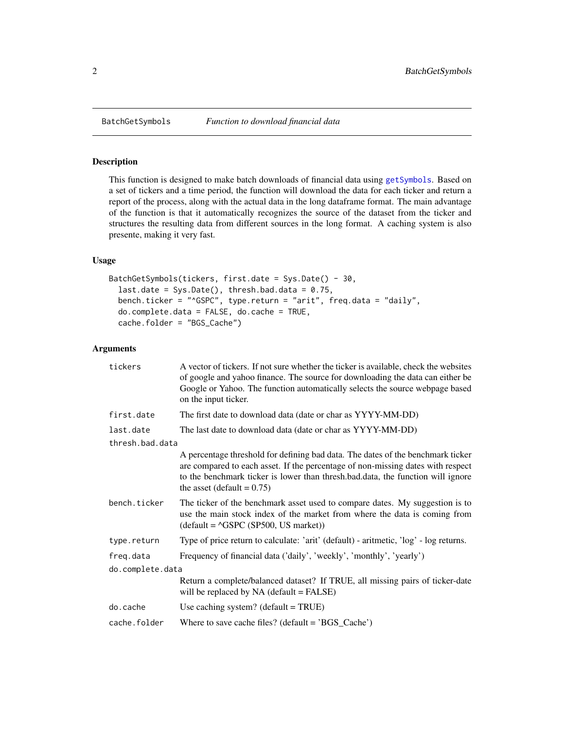## BatchGetSymbols — *Function to download financial data*

### Description

This function is designed to make batch downloads of financial data using getSymbols. Based on a set of tickers and a time period, the function will download the data for each ticker and return a report of the process, along with the actual data in the long dataframe format. The main advantage of the function is that it automatically recognizes the source of the dataset from the ticker and structures the resulting data from different sources in the long format. A caching system is also presente, making it very fast.

### Usage

```
BatchGetSymbols(tickers, first.date = Sys.Date() - 30,
  last.date = Sys.Date(), thresh.bad.data = 0.75,
  bench.ticker = "^GSPC", type.return = "arit", freq.data = "daily",
  do.complete.data = FALSE, do.cache = TRUE,
  cache.folder = "BGS_Cache")
```

### Arguments

| Argument | Description |
| --- | --- |
| `tickers` | A vector of tickers. If not sure whether the ticker is available, check the websites of google and yahoo finance. The source for downloading the data can either be Google or Yahoo. The function automatically selects the source webpage based on the input ticker. |
| `first.date` | The first date to download data (date or char as YYYY-MM-DD) |
| `last.date` | The last date to download data (date or char as YYYY-MM-DD) |
| `thresh.bad.data` | A percentage threshold for defining bad data. The dates of the benchmark ticker are compared to each asset. If the percentage of non-missing dates with respect to the benchmark ticker is lower than thresh.bad.data, the function will ignore the asset (default = 0.75) |
| `bench.ticker` | The ticker of the benchmark asset used to compare dates. My suggestion is to use the main stock index of the market from where the data is coming from (default = ^GSPC (SP500, US market)) |
| `type.return` | Type of price return to calculate: 'arit' (default) - aritmetic, 'log' - log returns. |
| `freq.data` | Frequency of financial data ('daily', 'weekly', 'monthly', 'yearly') |
| `do.complete.data` | Return a complete/balanced dataset? If TRUE, all missing pairs of ticker-date will be replaced by NA (default = FALSE) |
| `do.cache` | Use caching system? (default = TRUE) |
| `cache.folder` | Where to save cache files? (default = 'BGS_Cache') |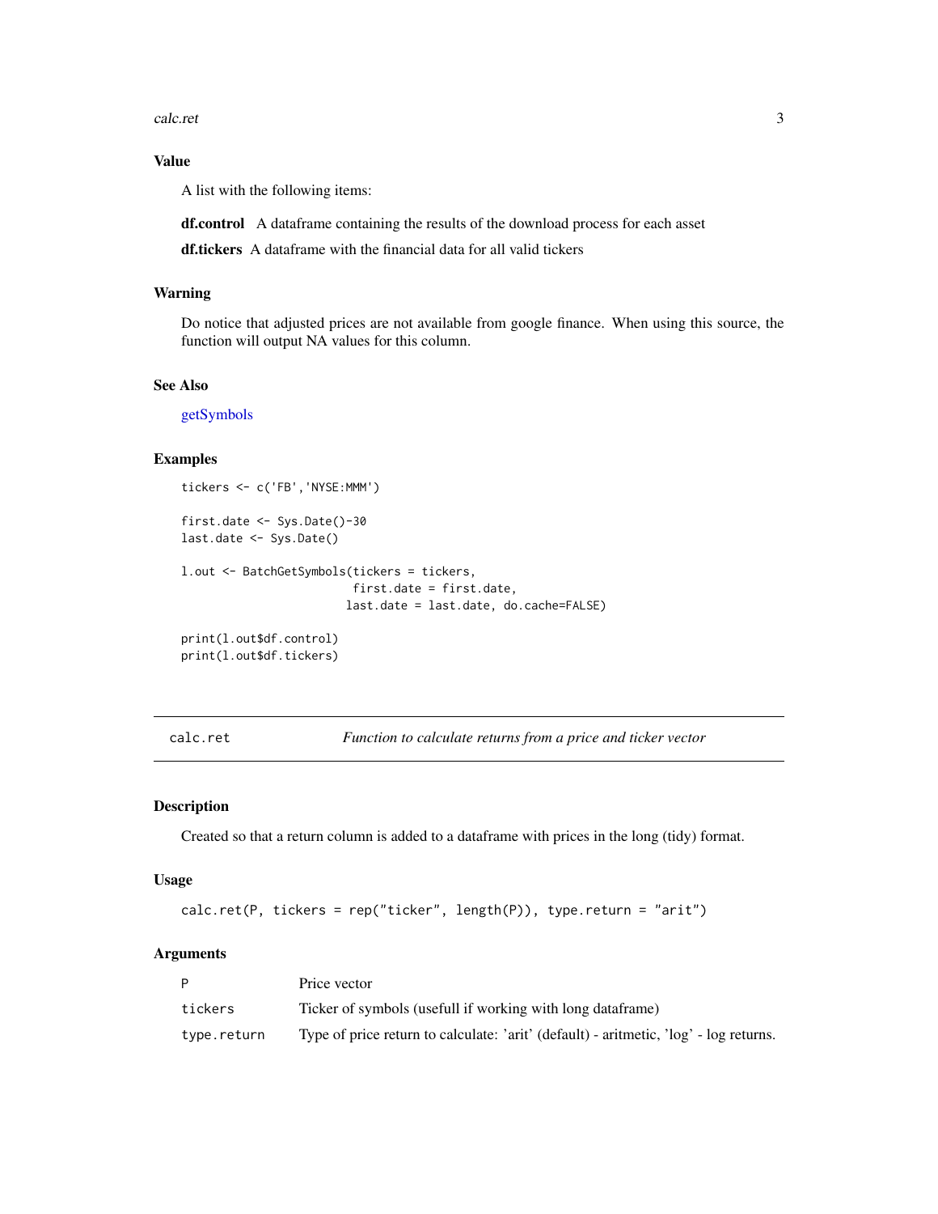### Value

A list with the following items:

**df.control** A dataframe containing the results of the download process for each asset

**df.tickers** A dataframe with the financial data for all valid tickers

### Warning

Do notice that adjusted prices are not available from google finance. When using this source, the function will output NA values for this column.

### See Also

getSymbols

### Examples

```
tickers <- c('FB','NYSE:MMM')

first.date <- Sys.Date()-30
last.date <- Sys.Date()

l.out <- BatchGetSymbols(tickers = tickers,
                         first.date = first.date,
                        last.date = last.date, do.cache=FALSE)

print(l.out$df.control)
print(l.out$df.tickers)
```

---

## calc.ret — *Function to calculate returns from a price and ticker vector*

### Description

Created so that a return column is added to a dataframe with prices in the long (tidy) format.

### Usage

```
calc.ret(P, tickers = rep("ticker", length(P)), type.return = "arit")
```

### Arguments

| | |
|---|---|
| `P` | Price vector |
| `tickers` | Ticker of symbols (usefull if working with long dataframe) |
| `type.return` | Type of price return to calculate: 'arit' (default) - aritmetic, 'log' - log returns. |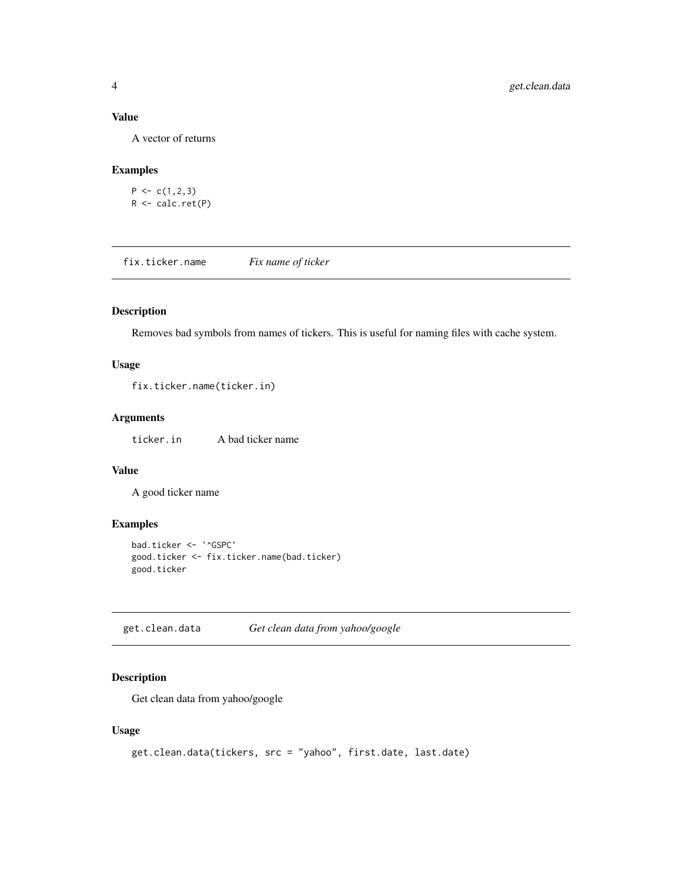### Value

A vector of returns

### Examples

```
P <- c(1,2,3)
R <- calc.ret(P)
```

---

## fix.ticker.name *Fix name of ticker*

### Description

Removes bad symbols from names of tickers. This is useful for naming files with cache system.

### Usage

```
fix.ticker.name(ticker.in)
```

### Arguments

| | |
|---|---|
| ticker.in | A bad ticker name |

### Value

A good ticker name

### Examples

```
bad.ticker <- '^GSPC'
good.ticker <- fix.ticker.name(bad.ticker)
good.ticker
```

---

## get.clean.data *Get clean data from yahoo/google*

### Description

Get clean data from yahoo/google

### Usage

```
get.clean.data(tickers, src = "yahoo", first.date, last.date)
```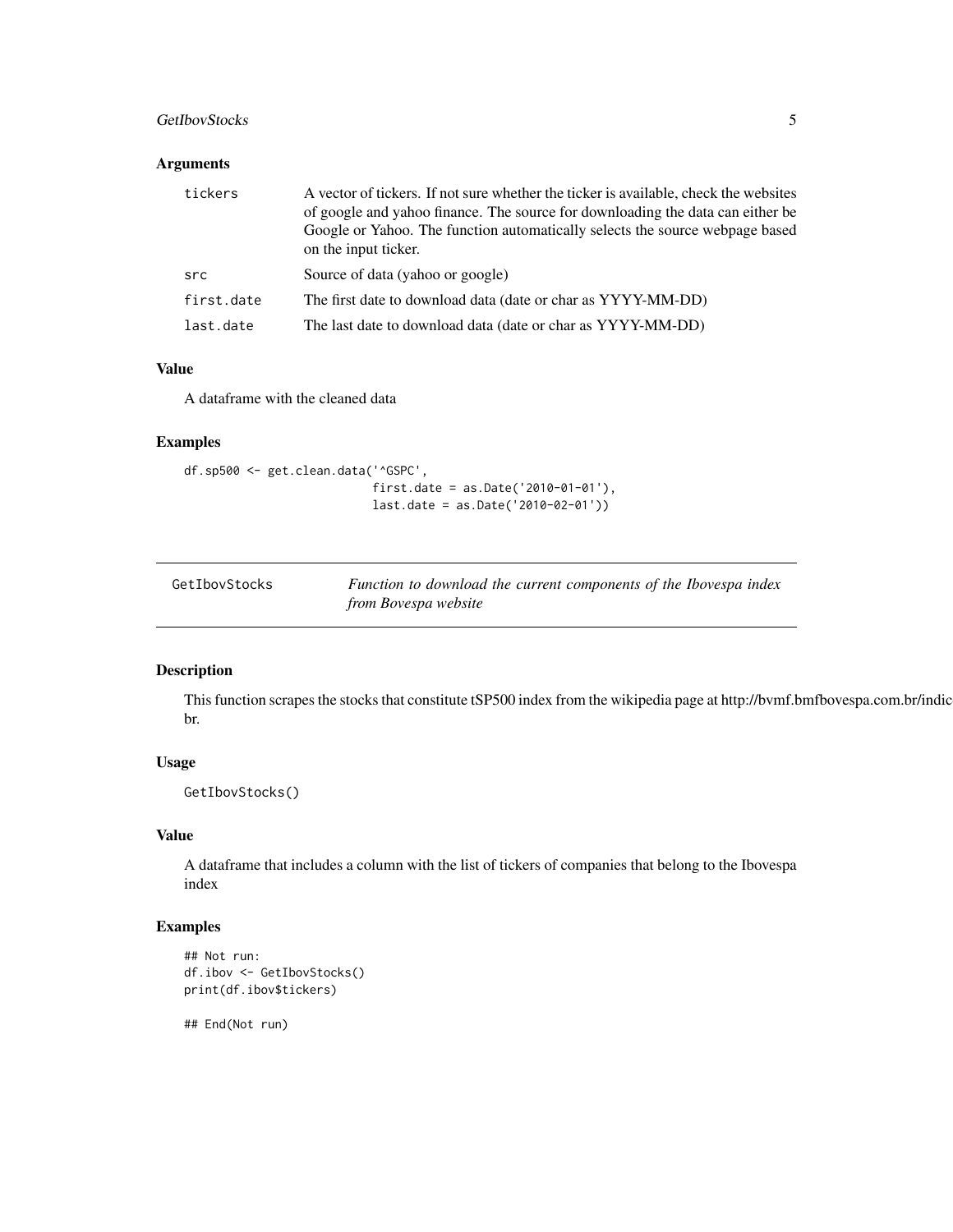## Arguments

| | |
|---|---|
| tickers | A vector of tickers. If not sure whether the ticker is available, check the websites of google and yahoo finance. The source for downloading the data can either be Google or Yahoo. The function automatically selects the source webpage based on the input ticker. |
| src | Source of data (yahoo or google) |
| first.date | The first date to download data (date or char as YYYY-MM-DD) |
| last.date | The last date to download data (date or char as YYYY-MM-DD) |

## Value

A dataframe with the cleaned data

## Examples

```
df.sp500 <- get.clean.data('^GSPC',
                           first.date = as.Date('2010-01-01'),
                           last.date = as.Date('2010-02-01'))
```

---

# GetIbovStocks — *Function to download the current components of the Ibovespa index from Bovespa website*

---

## Description

This function scrapes the stocks that constitute tSP500 index from the wikipedia page at http://bvmf.bmfbovespa.com.br/indic br.

## Usage

```
GetIbovStocks()
```

## Value

A dataframe that includes a column with the list of tickers of companies that belong to the Ibovespa index

## Examples

```
## Not run:
df.ibov <- GetIbovStocks()
print(df.ibov$tickers)

## End(Not run)
```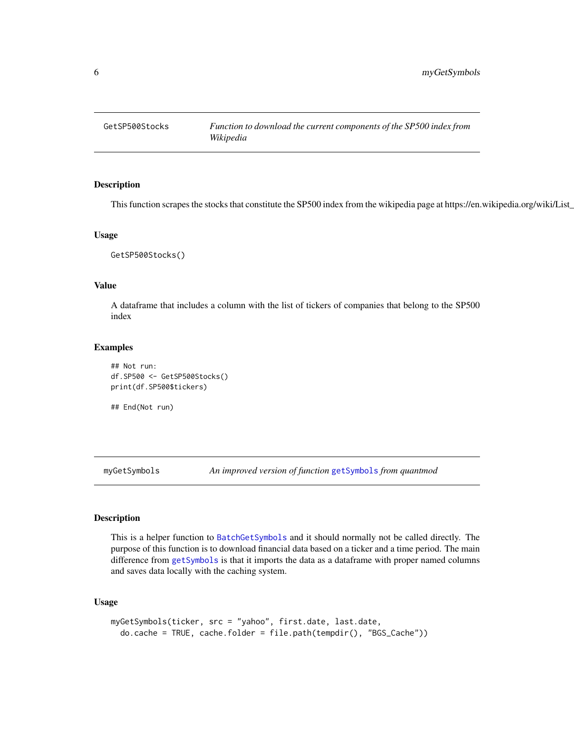## GetSP500Stocks — *Function to download the current components of the SP500 index from Wikipedia*

### Description

This function scrapes the stocks that constitute the SP500 index from the wikipedia page at https://en.wikipedia.org/wiki/List_

### Usage

```
GetSP500Stocks()
```

### Value

A dataframe that includes a column with the list of tickers of companies that belong to the SP500 index

### Examples

```
## Not run:
df.SP500 <- GetSP500Stocks()
print(df.SP500$tickers)

## End(Not run)
```

## myGetSymbols — *An improved version of function `getSymbols` from quantmod*

### Description

This is a helper function to `BatchGetSymbols` and it should normally not be called directly. The purpose of this function is to download financial data based on a ticker and a time period. The main difference from `getSymbols` is that it imports the data as a dataframe with proper named columns and saves data locally with the caching system.

### Usage

```
myGetSymbols(ticker, src = "yahoo", first.date, last.date,
  do.cache = TRUE, cache.folder = file.path(tempdir(), "BGS_Cache"))
```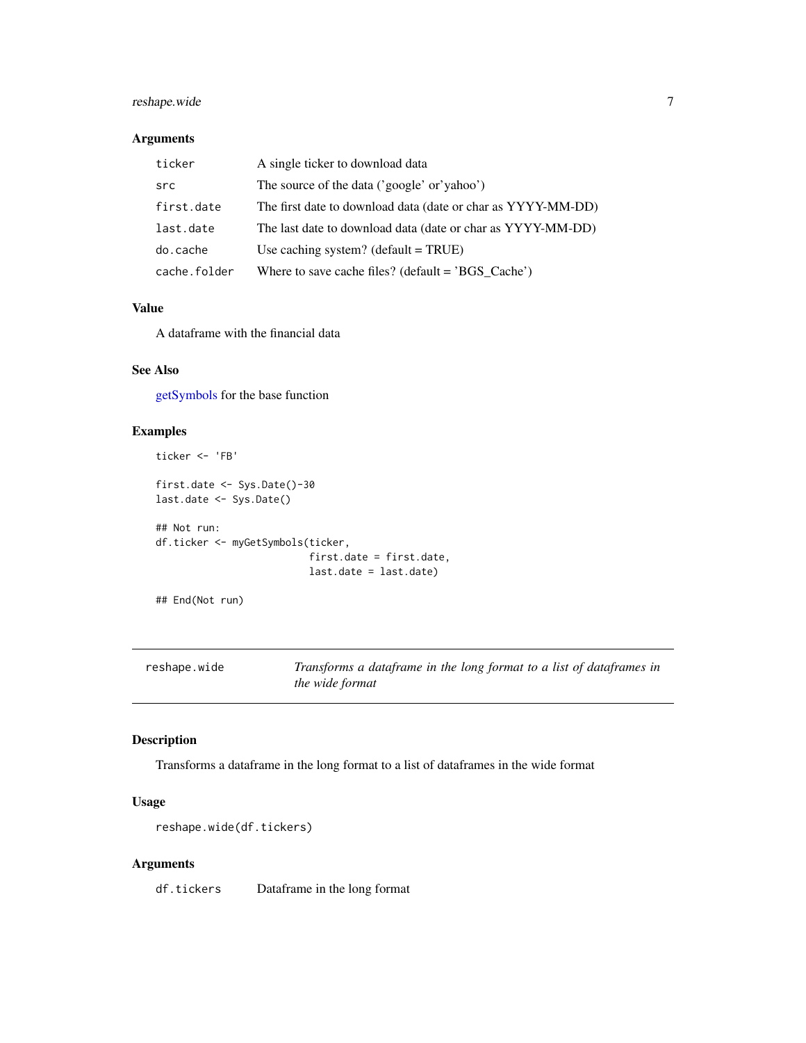### Arguments

| | |
|---|---|
| `ticker` | A single ticker to download data |
| `src` | The source of the data ('google' or'yahoo') |
| `first.date` | The first date to download data (date or char as YYYY-MM-DD) |
| `last.date` | The last date to download data (date or char as YYYY-MM-DD) |
| `do.cache` | Use caching system? (default = TRUE) |
| `cache.folder` | Where to save cache files? (default = 'BGS_Cache') |

### Value

A dataframe with the financial data

### See Also

getSymbols for the base function

### Examples

```
ticker <- 'FB'

first.date <- Sys.Date()-30
last.date <- Sys.Date()

## Not run:
df.ticker <- myGetSymbols(ticker,
                         first.date = first.date,
                         last.date = last.date)

## End(Not run)
```

---

## reshape.wide — *Transforms a dataframe in the long format to a list of dataframes in the wide format*

### Description

Transforms a dataframe in the long format to a list of dataframes in the wide format

### Usage

```
reshape.wide(df.tickers)
```

### Arguments

| | |
|---|---|
| `df.tickers` | Dataframe in the long format |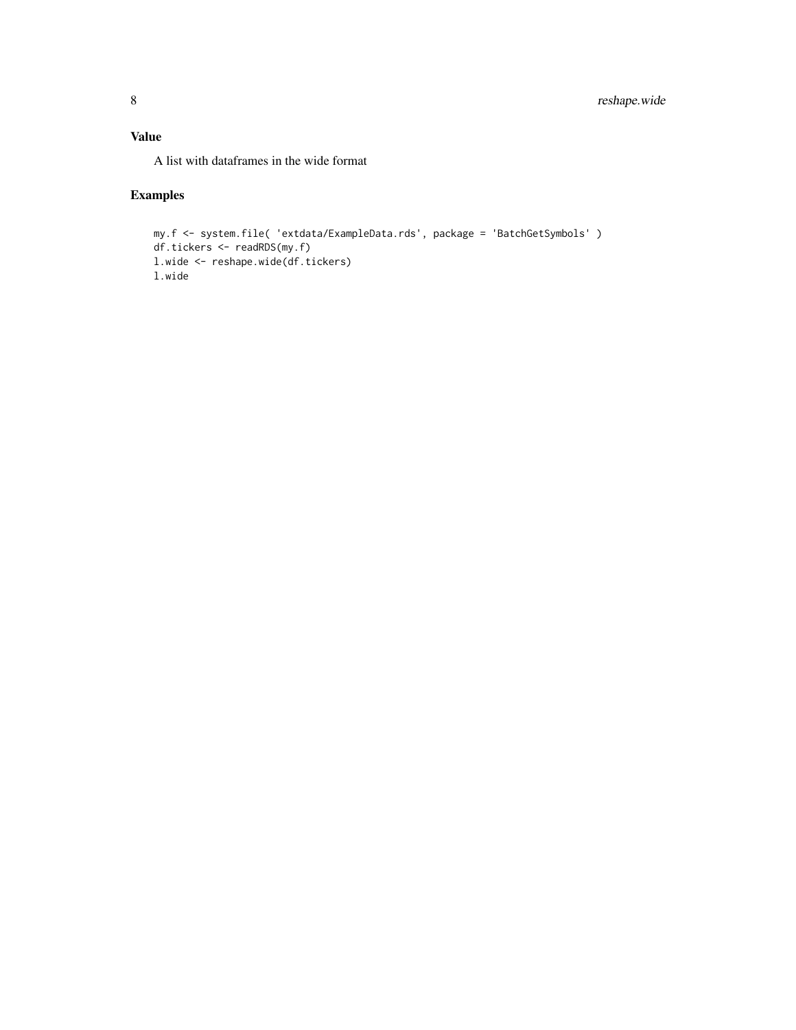## Value

A list with dataframes in the wide format

## Examples

```
my.f <- system.file( 'extdata/ExampleData.rds', package = 'BatchGetSymbols' )
df.tickers <- readRDS(my.f)
l.wide <- reshape.wide(df.tickers)
l.wide
```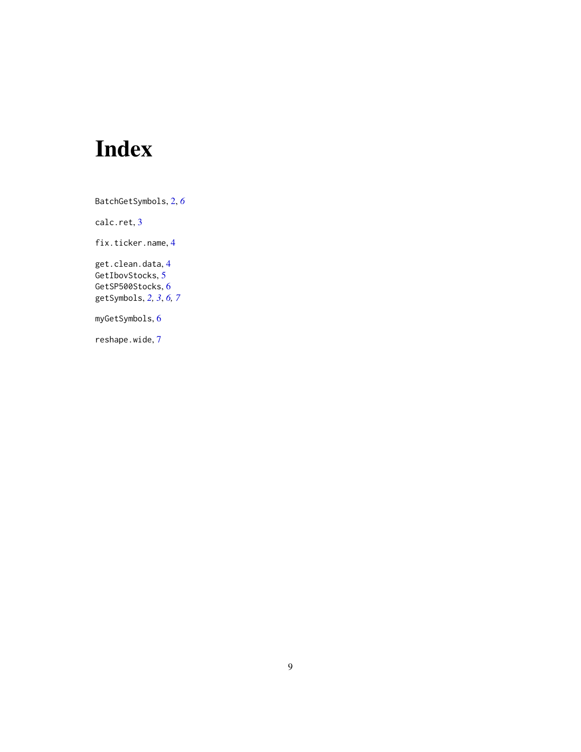# Index

BatchGetSymbols, 2, *6*

calc.ret, 3

fix.ticker.name, 4

get.clean.data, 4
GetIbovStocks, 5
GetSP500Stocks, 6
getSymbols, *2, 3*, *6, 7*

myGetSymbols, 6

reshape.wide, 7